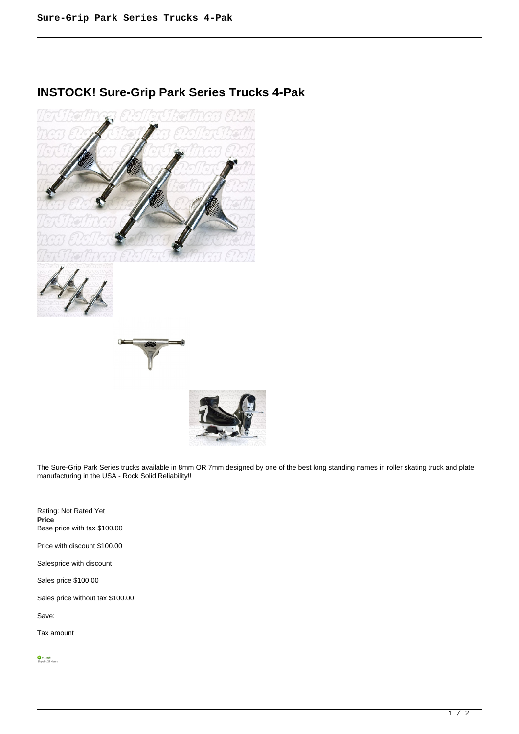# INSTOCK! Sure-Grip Park Series Trucks 4-Pak

The Sure-Grip Park Series trucks available in 8mm OR 7mm designed by one of the best long standing names in roller skating truck and plate manufacturing in the USA - Rock Solid Reliability!!

Rating: Not Rated Yet
**Price**
Base price with tax $100.00

Price with discount $100.00

Salesprice with discount

Sales price $100.00

Sales price without tax $100.00

Save:

Tax amount

In Stock
Ships in: 24 Hours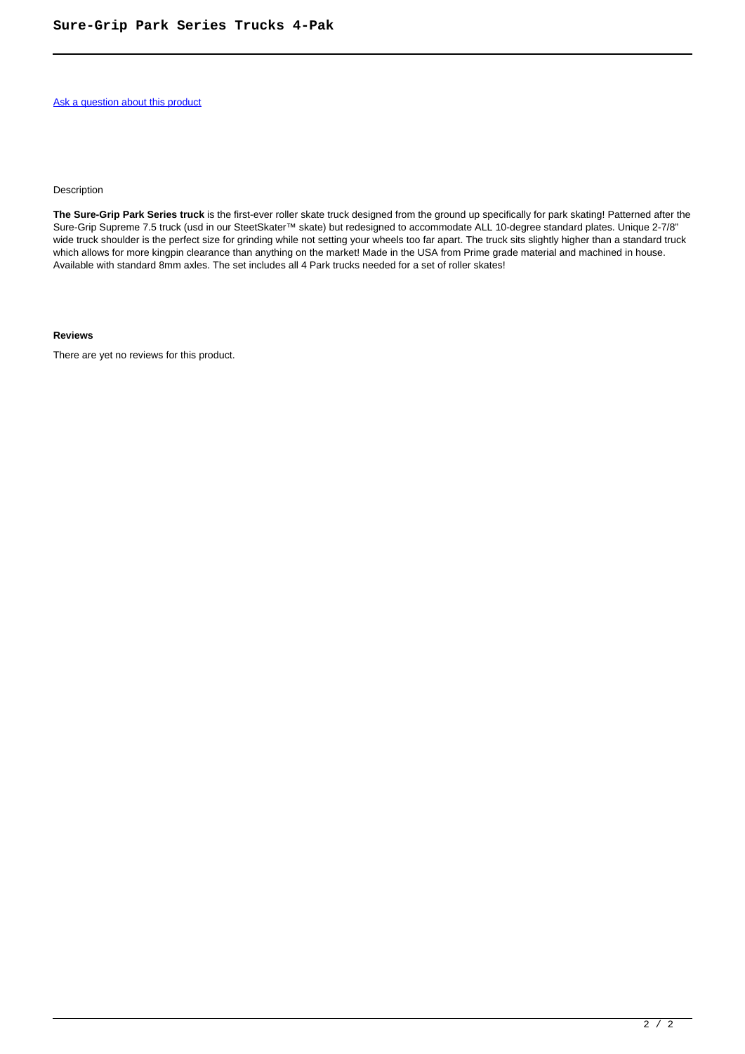# Sure-Grip Park Series Trucks 4-Pak

[Ask a question about this product]

Description

**The Sure-Grip Park Series truck** is the first-ever roller skate truck designed from the ground up specifically for park skating! Patterned after the Sure-Grip Supreme 7.5 truck (usd in our SteetSkater™ skate) but redesigned to accommodate ALL 10-degree standard plates. Unique 2-7/8" wide truck shoulder is the perfect size for grinding while not setting your wheels too far apart. The truck sits slightly higher than a standard truck which allows for more kingpin clearance than anything on the market! Made in the USA from Prime grade material and machined in house. Available with standard 8mm axles. The set includes all 4 Park trucks needed for a set of roller skates!

**Reviews**

There are yet no reviews for this product.